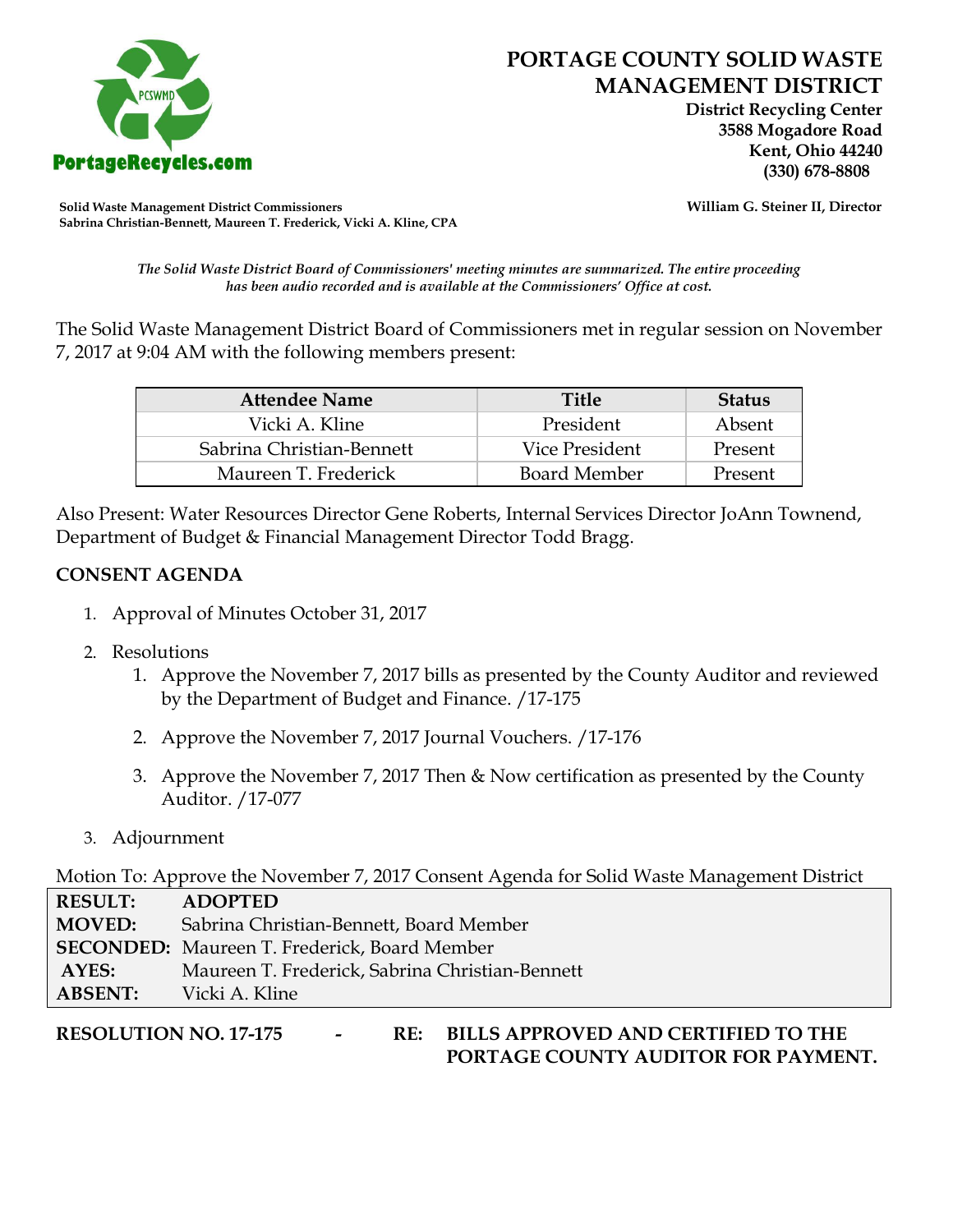# PORTAGE COUNTY SOLID WASTE MANAGEMENT DISTRICT

**District Recycling Center**
**3588 Mogadore Road**
**Kent, Ohio 44240**
**(330) 678-8808**

PortageRecycles.com

**Solid Waste Management District Commissioners**
**Sabrina Christian-Bennett, Maureen T. Frederick, Vicki A. Kline, CPA**

**William G. Steiner II, Director**

*The Solid Waste District Board of Commissioners' meeting minutes are summarized. The entire proceeding has been audio recorded and is available at the Commissioners' Office at cost.*

The Solid Waste Management District Board of Commissioners met in regular session on November 7, 2017 at 9:04 AM with the following members present:

| Attendee Name | Title | Status |
|---|---|---|
| Vicki A. Kline | President | Absent |
| Sabrina Christian-Bennett | Vice President | Present |
| Maureen T. Frederick | Board Member | Present |

Also Present: Water Resources Director Gene Roberts, Internal Services Director JoAnn Townend, Department of Budget & Financial Management Director Todd Bragg.

**CONSENT AGENDA**

1. Approval of Minutes October 31, 2017
2. Resolutions
   1. Approve the November 7, 2017 bills as presented by the County Auditor and reviewed by the Department of Budget and Finance. /17-175
   2. Approve the November 7, 2017 Journal Vouchers. /17-176
   3. Approve the November 7, 2017 Then & Now certification as presented by the County Auditor. /17-077
3. Adjournment

Motion To: Approve the November 7, 2017 Consent Agenda for Solid Waste Management District

| | |
|---|---|
| **RESULT:** | **ADOPTED** |
| **MOVED:** | Sabrina Christian-Bennett, Board Member |
| **SECONDED:** | Maureen T. Frederick, Board Member |
| **AYES:** | Maureen T. Frederick, Sabrina Christian-Bennett |
| **ABSENT:** | Vicki A. Kline |

**RESOLUTION NO. 17-175 - RE: BILLS APPROVED AND CERTIFIED TO THE PORTAGE COUNTY AUDITOR FOR PAYMENT.**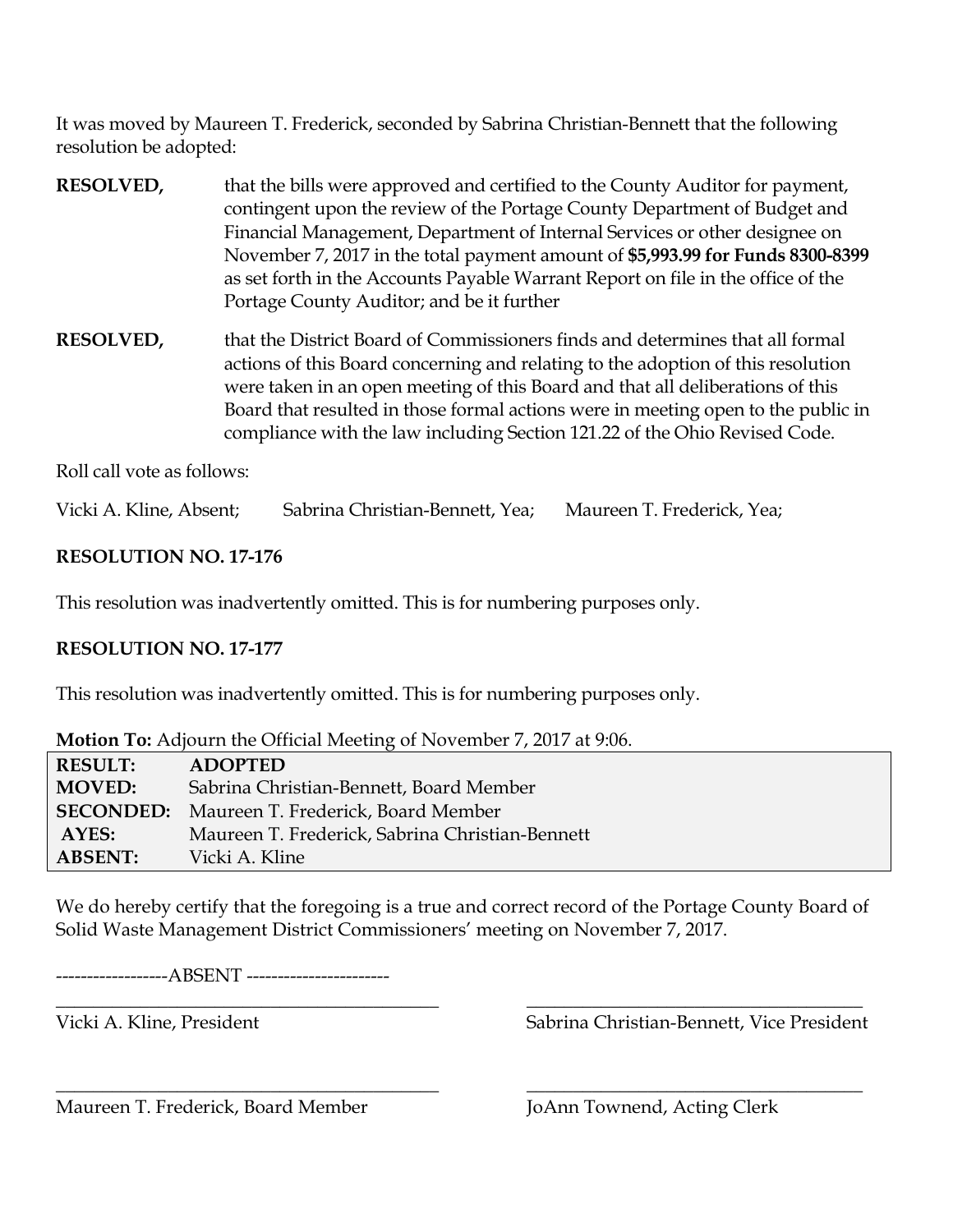It was moved by Maureen T. Frederick, seconded by Sabrina Christian-Bennett that the following resolution be adopted:

**RESOLVED,** that the bills were approved and certified to the County Auditor for payment, contingent upon the review of the Portage County Department of Budget and Financial Management, Department of Internal Services or other designee on November 7, 2017 in the total payment amount of **$5,993.99 for Funds 8300-8399** as set forth in the Accounts Payable Warrant Report on file in the office of the Portage County Auditor; and be it further

**RESOLVED,** that the District Board of Commissioners finds and determines that all formal actions of this Board concerning and relating to the adoption of this resolution were taken in an open meeting of this Board and that all deliberations of this Board that resulted in those formal actions were in meeting open to the public in compliance with the law including Section 121.22 of the Ohio Revised Code.

Roll call vote as follows:

Vicki A. Kline, Absent; Sabrina Christian-Bennett, Yea; Maureen T. Frederick, Yea;

**RESOLUTION NO. 17-176**

This resolution was inadvertently omitted. This is for numbering purposes only.

**RESOLUTION NO. 17-177**

This resolution was inadvertently omitted. This is for numbering purposes only.

**Motion To:** Adjourn the Official Meeting of November 7, 2017 at 9:06.

| | |
|---|---|
| **RESULT:** | **ADOPTED** |
| **MOVED:** | Sabrina Christian-Bennett, Board Member |
| **SECONDED:** | Maureen T. Frederick, Board Member |
| **AYES:** | Maureen T. Frederick, Sabrina Christian-Bennett |
| **ABSENT:** | Vicki A. Kline |

We do hereby certify that the foregoing is a true and correct record of the Portage County Board of Solid Waste Management District Commissioners' meeting on November 7, 2017.

------------------ABSENT -----------------------

Vicki A. Kline, President

Sabrina Christian-Bennett, Vice President

Maureen T. Frederick, Board Member

JoAnn Townend, Acting Clerk